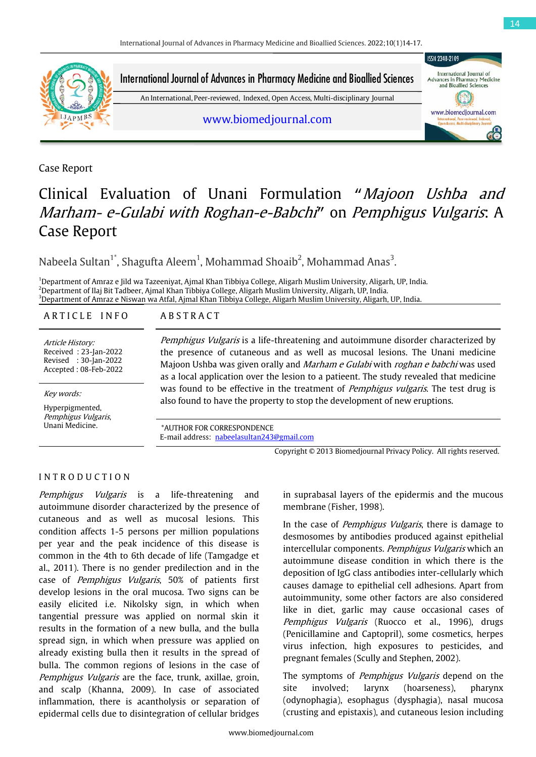Case Report

# Clinical Evaluation of Unani Formulation "*Majoon Ushba and Marham- e-Gulabi with Roghan-e-Babchi*" on *Pemphigus Vulgaris*: A Case Report

Nabeela Sultan[1*], Shagufta Aleem[1], Mohammad Shoaib[2], Mohammad Anas[3].

[1]Department of Amraz e Jild wa Tazeeniyat, Ajmal Khan Tibbiya College, Aligarh Muslim University, Aligarh, UP, India.
[2]Department of Ilaj Bit Tadbeer, Ajmal Khan Tibbiya College, Aligarh Muslim University, Aligarh, UP, India.
[3]Department of Amraz e Niswan wa Atfal, Ajmal Khan Tibbiya College, Aligarh Muslim University, Aligarh, UP, India.

## ARTICLE INFO

*Article History:*
Received : 23-Jan-2022
Revised : 30-Jan-2022
Accepted : 08-Feb-2022

*Key words:*

Hyperpigmented, *Pemphigus Vulgaris*, Unani Medicine.

## ABSTRACT

*Pemphigus Vulgaris* is a life-threatening and autoimmune disorder characterized by the presence of cutaneous and as well as mucosal lesions. The Unani medicine Majoon Ushba was given orally and *Marham e Gulabi* with *roghan e babchi* was used as a local application over the lesion to a patieent. The study revealed that medicine was found to be effective in the treatment of *Pemphigus vulgaris*. The test drug is also found to have the property to stop the development of new eruptions.

*AUTHOR FOR CORRESPONDENCE
E-mail address: nabeelasultan243@gmail.com

Copyright © 2013 Biomedjournal Privacy Policy. All rights reserved.

## INTRODUCTION

*Pemphigus Vulgaris* is a life-threatening and autoimmune disorder characterized by the presence of cutaneous and as well as mucosal lesions. This condition affects 1-5 persons per million populations per year and the peak incidence of this disease is common in the 4th to 6th decade of life (Tamgadge et al., 2011). There is no gender predilection and in the case of *Pemphigus Vulgaris*, 50% of patients first develop lesions in the oral mucosa. Two signs can be easily elicited i.e. Nikolsky sign, in which when tangential pressure was applied on normal skin it results in the formation of a new bulla, and the bulla spread sign, in which when pressure was applied on already existing bulla then it results in the spread of bulla. The common regions of lesions in the case of *Pemphigus Vulgaris* are the face, trunk, axillae, groin, and scalp (Khanna, 2009). In case of associated inflammation, there is acantholysis or separation of epidermal cells due to disintegration of cellular bridges in suprabasal layers of the epidermis and the mucous membrane (Fisher, 1998).

In the case of *Pemphigus Vulgaris*, there is damage to desmosomes by antibodies produced against epithelial intercellular components. *Pemphigus Vulgaris* which an autoimmune disease condition in which there is the deposition of IgG class antibodies inter-cellularly which causes damage to epithelial cell adhesions. Apart from autoimmunity, some other factors are also considered like in diet, garlic may cause occasional cases of *Pemphigus Vulgaris* (Ruocco et al., 1996), drugs (Penicillamine and Captopril), some cosmetics, herpes virus infection, high exposures to pesticides, and pregnant females (Scully and Stephen, 2002).

The symptoms of *Pemphigus Vulgaris* depend on the site involved; larynx (hoarseness), pharynx (odynophagia), esophagus (dysphagia), nasal mucosa (crusting and epistaxis), and cutaneous lesion including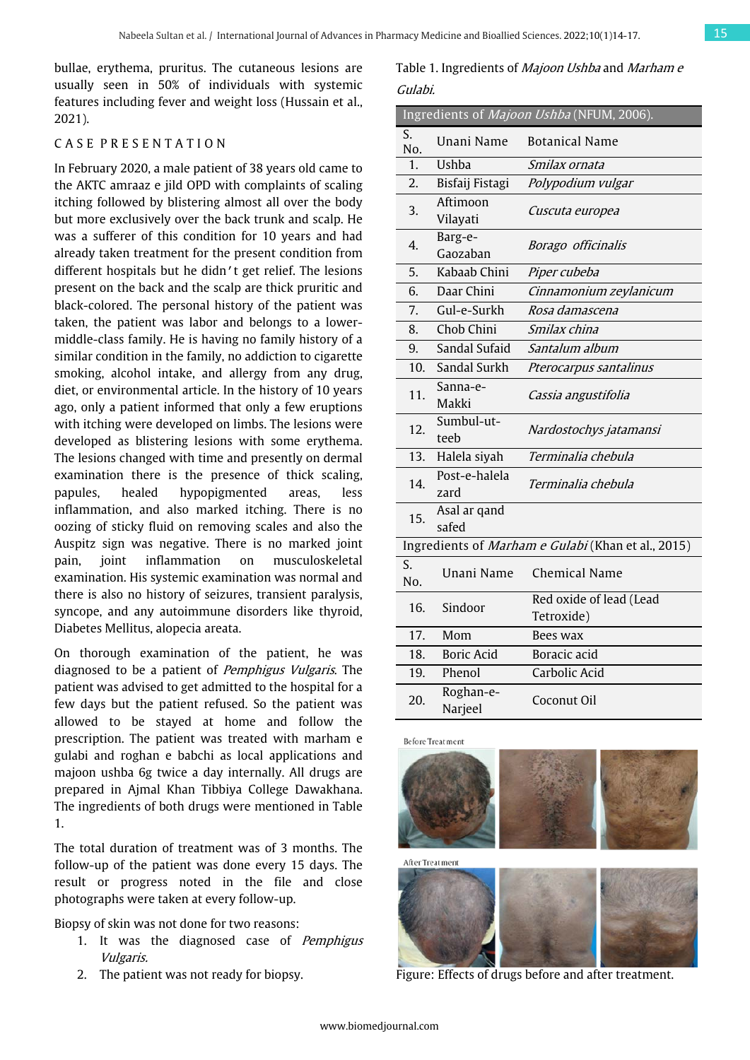bullae, erythema, pruritus. The cutaneous lesions are usually seen in 50% of individuals with systemic features including fever and weight loss (Hussain et al., 2021).

## CASE PRESENTATION

In February 2020, a male patient of 38 years old came to the AKTC amraaz e jild OPD with complaints of scaling itching followed by blistering almost all over the body but more exclusively over the back trunk and scalp. He was a sufferer of this condition for 10 years and had already taken treatment for the present condition from different hospitals but he didn't get relief. The lesions present on the back and the scalp are thick pruritic and black-colored. The personal history of the patient was taken, the patient was labor and belongs to a lower-middle-class family. He is having no family history of a similar condition in the family, no addiction to cigarette smoking, alcohol intake, and allergy from any drug, diet, or environmental article. In the history of 10 years ago, only a patient informed that only a few eruptions with itching were developed on limbs. The lesions were developed as blistering lesions with some erythema. The lesions changed with time and presently on dermal examination there is the presence of thick scaling, papules, healed hypopigmented areas, less inflammation, and also marked itching. There is no oozing of sticky fluid on removing scales and also the Auspitz sign was negative. There is no marked joint pain, joint inflammation on musculoskeletal examination. His systemic examination was normal and there is also no history of seizures, transient paralysis, syncope, and any autoimmune disorders like thyroid, Diabetes Mellitus, alopecia areata.

On thorough examination of the patient, he was diagnosed to be a patient of *Pemphigus Vulgaris*. The patient was advised to get admitted to the hospital for a few days but the patient refused. So the patient was allowed to be stayed at home and follow the prescription. The patient was treated with marham e gulabi and roghan e babchi as local applications and majoon ushba 6g twice a day internally. All drugs are prepared in Ajmal Khan Tibbiya College Dawakhana. The ingredients of both drugs were mentioned in Table 1.

The total duration of treatment was of 3 months. The follow-up of the patient was done every 15 days. The result or progress noted in the file and close photographs were taken at every follow-up.

Biopsy of skin was not done for two reasons:

1. It was the diagnosed case of *Pemphigus Vulgaris.*
2. The patient was not ready for biopsy.

Table 1. Ingredients of *Majoon Ushba* and *Marham e Gulabi.*

| Ingredients of *Majoon Ushba* (NFUM, 2006). | | |
|---|---|---|
| S. No. | Unani Name | Botanical Name |
| 1. | Ushba | *Smilax ornata* |
| 2. | Bisfaij Fistagi | *Polypodium vulgar* |
| 3. | Aftimoon Vilayati | *Cuscuta europea* |
| 4. | Barg-e-Gaozaban | *Borago officinalis* |
| 5. | Kabaab Chini | *Piper cubeba* |
| 6. | Daar Chini | *Cinnamonium zeylanicum* |
| 7. | Gul-e-Surkh | *Rosa damascena* |
| 8. | Chob Chini | *Smilax china* |
| 9. | Sandal Sufaid | *Santalum album* |
| 10. | Sandal Surkh | *Pterocarpus santalinus* |
| 11. | Sanna-e-Makki | *Cassia angustifolia* |
| 12. | Sumbul-ut-teeb | *Nardostochys jatamansi* |
| 13. | Halela siyah | *Terminalia chebula* |
| 14. | Post-e-halela zard | *Terminalia chebula* |
| 15. | Asal ar qand safed | |
| Ingredients of *Marham e Gulabi* (Khan et al., 2015) | | |
| S. No. | Unani Name | Chemical Name |
| 16. | Sindoor | Red oxide of lead (Lead Tetroxide) |
| 17. | Mom | Bees wax |
| 18. | Boric Acid | Boracic acid |
| 19. | Phenol | Carbolic Acid |
| 20. | Roghan-e-Narjeel | Coconut Oil |

Before Treatment

After Treatment

Figure: Effects of drugs before and after treatment.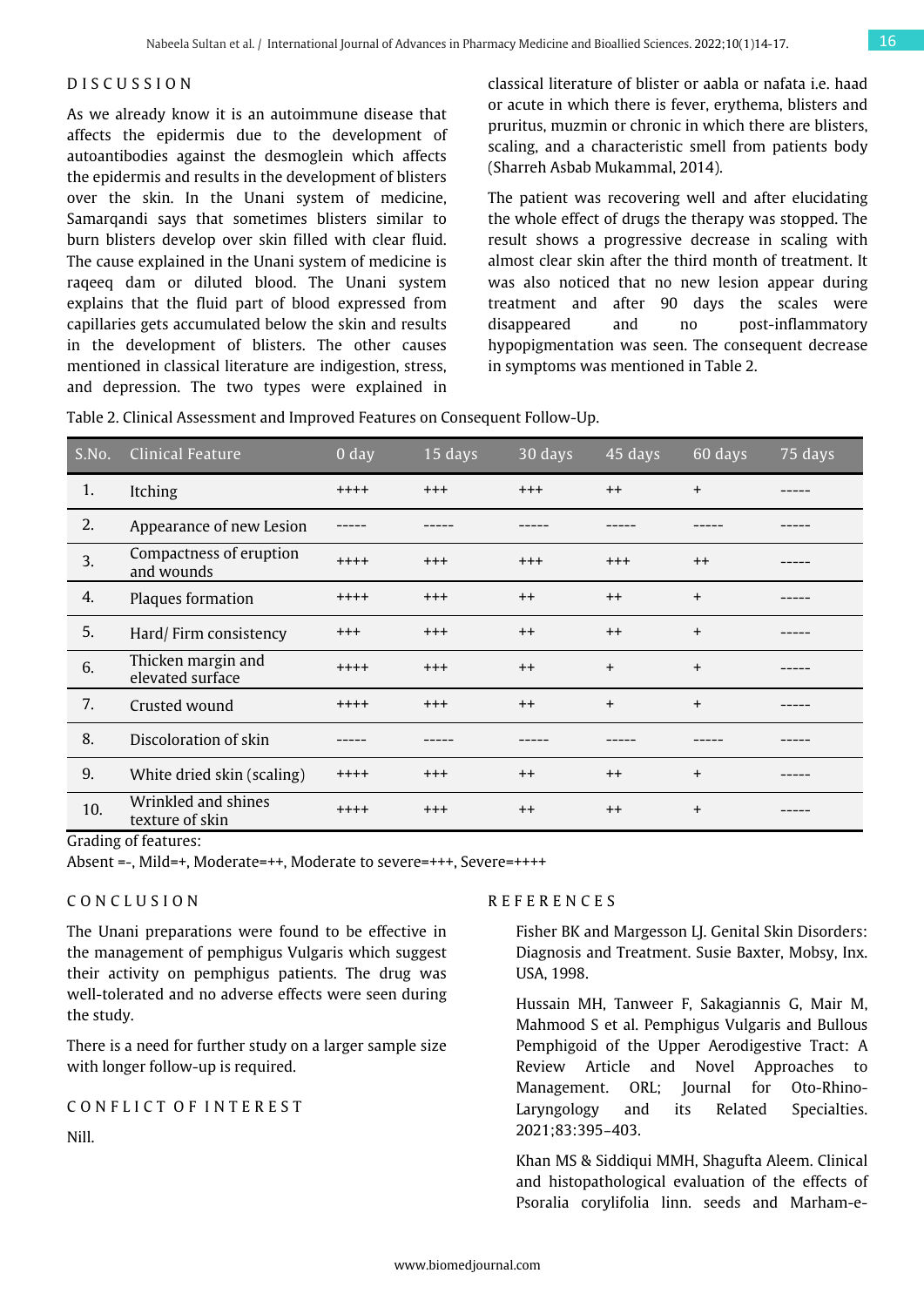## DISCUSSION

As we already know it is an autoimmune disease that affects the epidermis due to the development of autoantibodies against the desmoglein which affects the epidermis and results in the development of blisters over the skin. In the Unani system of medicine, Samarqandi says that sometimes blisters similar to burn blisters develop over skin filled with clear fluid. The cause explained in the Unani system of medicine is raqeeq dam or diluted blood. The Unani system explains that the fluid part of blood expressed from capillaries gets accumulated below the skin and results in the development of blisters. The other causes mentioned in classical literature are indigestion, stress, and depression. The two types were explained in classical literature of blister or aabla or nafata i.e. haad or acute in which there is fever, erythema, blisters and pruritus, muzmin or chronic in which there are blisters, scaling, and a characteristic smell from patients body (Sharreh Asbab Mukammal, 2014).

The patient was recovering well and after elucidating the whole effect of drugs the therapy was stopped. The result shows a progressive decrease in scaling with almost clear skin after the third month of treatment. It was also noticed that no new lesion appear during treatment and after 90 days the scales were disappeared and no post-inflammatory hypopigmentation was seen. The consequent decrease in symptoms was mentioned in Table 2.

Table 2. Clinical Assessment and Improved Features on Consequent Follow-Up.

| S.No. | Clinical Feature | 0 day | 15 days | 30 days | 45 days | 60 days | 75 days |
|---|---|---|---|---|---|---|---|
| 1. | Itching | ++++ | +++ | +++ | ++ | + | ----- |
| 2. | Appearance of new Lesion | ----- | ----- | ----- | ----- | ----- | ----- |
| 3. | Compactness of eruption and wounds | ++++ | +++ | +++ | +++ | ++ | ----- |
| 4. | Plaques formation | ++++ | +++ | ++ | ++ | + | ----- |
| 5. | Hard/ Firm consistency | +++ | +++ | ++ | ++ | + | ----- |
| 6. | Thicken margin and elevated surface | ++++ | +++ | ++ | + | + | ----- |
| 7. | Crusted wound | ++++ | +++ | ++ | + | + | ----- |
| 8. | Discoloration of skin | ----- | ----- | ----- | ----- | ----- | ----- |
| 9. | White dried skin (scaling) | ++++ | +++ | ++ | ++ | + | ----- |
| 10. | Wrinkled and shines texture of skin | ++++ | +++ | ++ | ++ | + | ----- |

Grading of features:
Absent =-, Mild=+, Moderate=++, Moderate to severe=+++, Severe=++++

## CONCLUSION

The Unani preparations were found to be effective in the management of pemphigus Vulgaris which suggest their activity on pemphigus patients. The drug was well-tolerated and no adverse effects were seen during the study.

There is a need for further study on a larger sample size with longer follow-up is required.

## CONFLICT OF INTEREST

Nill.

## REFERENCES

Fisher BK and Margesson LJ. Genital Skin Disorders: Diagnosis and Treatment. Susie Baxter, Mobsy, Inx. USA, 1998.

Hussain MH, Tanweer F, Sakagiannis G, Mair M, Mahmood S et al. Pemphigus Vulgaris and Bullous Pemphigoid of the Upper Aerodigestive Tract: A Review Article and Novel Approaches to Management. ORL; Journal for Oto-Rhino-Laryngology and its Related Specialties. 2021;83:395–403.

Khan MS & Siddiqui MMH, Shagufta Aleem. Clinical and histopathological evaluation of the effects of Psoralia corylifolia linn. seeds and Marham-e-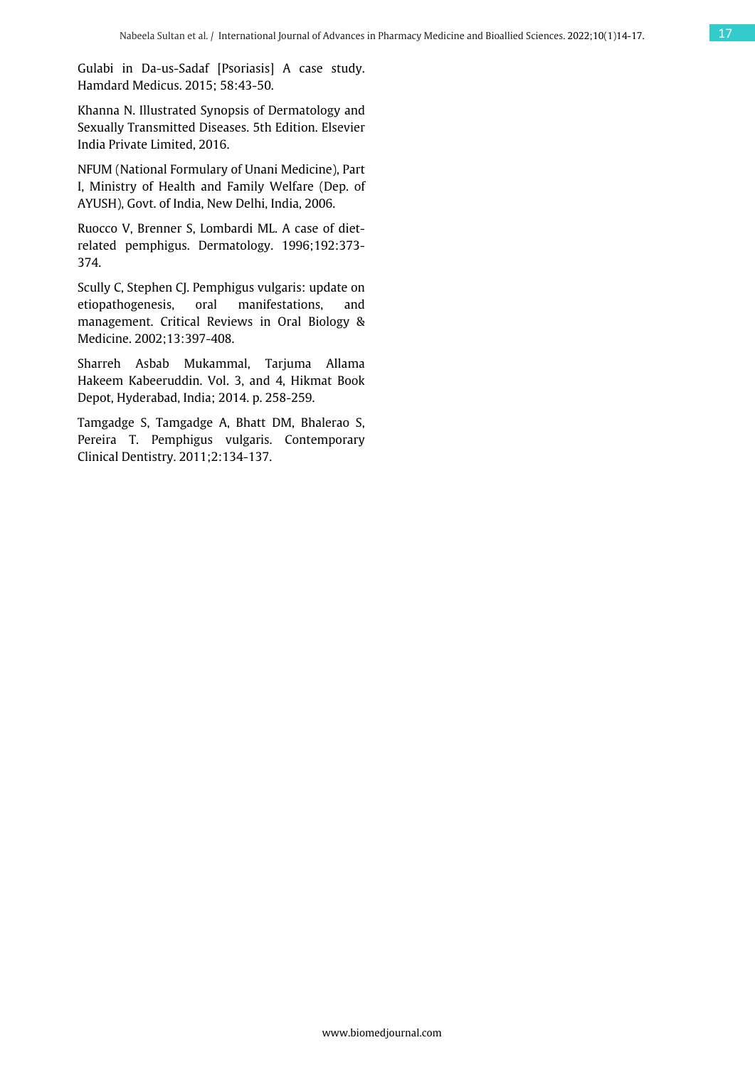Gulabi in Da-us-Sadaf [Psoriasis] A case study. Hamdard Medicus. 2015; 58:43-50.

Khanna N. Illustrated Synopsis of Dermatology and Sexually Transmitted Diseases. 5th Edition. Elsevier India Private Limited, 2016.

NFUM (National Formulary of Unani Medicine), Part I, Ministry of Health and Family Welfare (Dep. of AYUSH), Govt. of India, New Delhi, India, 2006.

Ruocco V, Brenner S, Lombardi ML. A case of diet-related pemphigus. Dermatology. 1996;192:373-374.

Scully C, Stephen CJ. Pemphigus vulgaris: update on etiopathogenesis, oral manifestations, and management. Critical Reviews in Oral Biology & Medicine. 2002;13:397-408.

Sharreh Asbab Mukammal, Tarjuma Allama Hakeem Kabeeruddin. Vol. 3, and 4, Hikmat Book Depot, Hyderabad, India; 2014. p. 258-259.

Tamgadge S, Tamgadge A, Bhatt DM, Bhalerao S, Pereira T. Pemphigus vulgaris. Contemporary Clinical Dentistry. 2011;2:134-137.